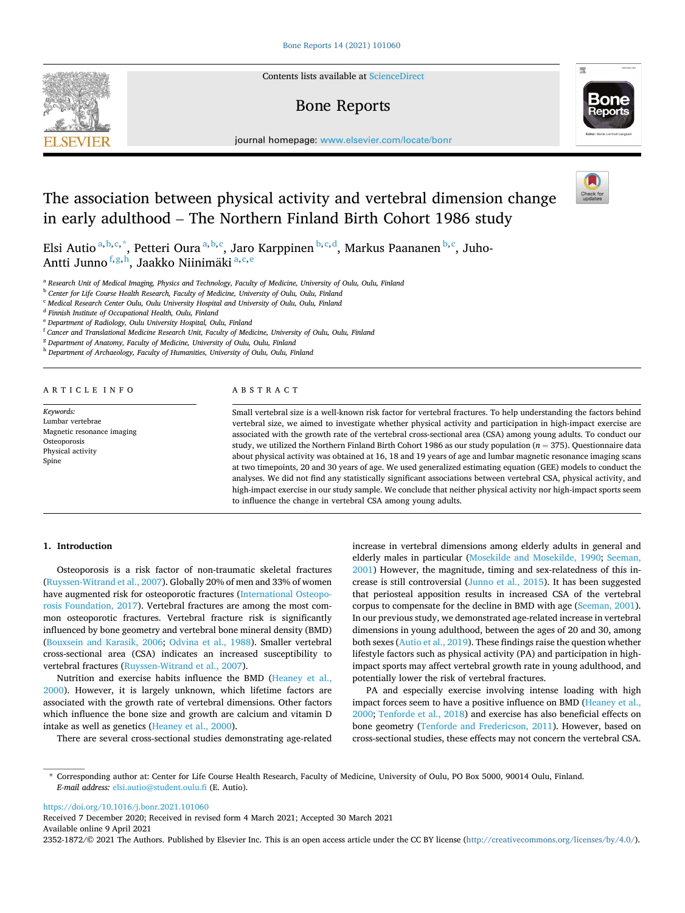# The association between physical activity and vertebral dimension change in early adulthood – The Northern Finland Birth Cohort 1986 study

Elsi Autio [a,b,c,*], Petteri Oura [a,b,c], Jaro Karppinen [b,c,d], Markus Paananen [b,c], Juho-Antti Junno [f,g,h], Jaakko Niinimäki [a,c,e]

[a] Research Unit of Medical Imaging, Physics and Technology, Faculty of Medicine, University of Oulu, Oulu, Finland
[b] Center for Life Course Health Research, Faculty of Medicine, University of Oulu, Oulu, Finland
[c] Medical Research Center Oulu, Oulu University Hospital and University of Oulu, Oulu, Finland
[d] Finnish Institute of Occupational Health, Oulu, Finland
[e] Department of Radiology, Oulu University Hospital, Oulu, Finland
[f] Cancer and Translational Medicine Research Unit, Faculty of Medicine, University of Oulu, Oulu, Finland
[g] Department of Anatomy, Faculty of Medicine, University of Oulu, Oulu, Finland
[h] Department of Archaeology, Faculty of Humanities, University of Oulu, Oulu, Finland

## ARTICLE INFO

*Keywords:*
Lumbar vertebrae
Magnetic resonance imaging
Osteoporosis
Physical activity
Spine

## ABSTRACT

Small vertebral size is a well-known risk factor for vertebral fractures. To help understanding the factors behind vertebral size, we aimed to investigate whether physical activity and participation in high-impact exercise are associated with the growth rate of the vertebral cross-sectional area (CSA) among young adults. To conduct our study, we utilized the Northern Finland Birth Cohort 1986 as our study population ($n = 375$). Questionnaire data about physical activity was obtained at 16, 18 and 19 years of age and lumbar magnetic resonance imaging scans at two timepoints, 20 and 30 years of age. We used generalized estimating equation (GEE) models to conduct the analyses. We did not find any statistically significant associations between vertebral CSA, physical activity, and high-impact exercise in our study sample. We conclude that neither physical activity nor high-impact sports seem to influence the change in vertebral CSA among young adults.

## 1. Introduction

Osteoporosis is a risk factor of non-traumatic skeletal fractures (Ruyssen-Witrand et al., 2007). Globally 20% of men and 33% of women have augmented risk for osteoporotic fractures (International Osteoporosis Foundation, 2017). Vertebral fractures are among the most common osteoporotic fractures. Vertebral fracture risk is significantly influenced by bone geometry and vertebral bone mineral density (BMD) (Bouxsein and Karasik, 2006; Odvina et al., 1988). Smaller vertebral cross-sectional area (CSA) indicates an increased susceptibility to vertebral fractures (Ruyssen-Witrand et al., 2007).

Nutrition and exercise habits influence the BMD (Heaney et al., 2000). However, it is largely unknown, which lifetime factors are associated with the growth rate of vertebral dimensions. Other factors which influence the bone size and growth are calcium and vitamin D intake as well as genetics (Heaney et al., 2000).

There are several cross-sectional studies demonstrating age-related increase in vertebral dimensions among elderly adults in general and elderly males in particular (Mosekilde and Mosekilde, 1990; Seeman, 2001) However, the magnitude, timing and sex-relatedness of this increase is still controversial (Junno et al., 2015). It has been suggested that periosteal apposition results in increased CSA of the vertebral corpus to compensate for the decline in BMD with age (Seeman, 2001). In our previous study, we demonstrated age-related increase in vertebral dimensions in young adulthood, between the ages of 20 and 30, among both sexes (Autio et al., 2019). These findings raise the question whether lifestyle factors such as physical activity (PA) and participation in high-impact sports may affect vertebral growth rate in young adulthood, and potentially lower the risk of vertebral fractures.

PA and especially exercise involving intense loading with high impact forces seem to have a positive influence on BMD (Heaney et al., 2000; Tenforde et al., 2018) and exercise has also beneficial effects on bone geometry (Tenforde and Fredericson, 2011). However, based on cross-sectional studies, these effects may not concern the vertebral CSA.

\* Corresponding author at: Center for Life Course Health Research, Faculty of Medicine, University of Oulu, PO Box 5000, 90014 Oulu, Finland.
*E-mail address:* elsi.autio@student.oulu.fi (E. Autio).

https://doi.org/10.1016/j.bonr.2021.101060
Received 7 December 2020; Received in revised form 4 March 2021; Accepted 30 March 2021
Available online 9 April 2021
2352-1872/© 2021 The Authors. Published by Elsevier Inc. This is an open access article under the CC BY license (http://creativecommons.org/licenses/by/4.0/).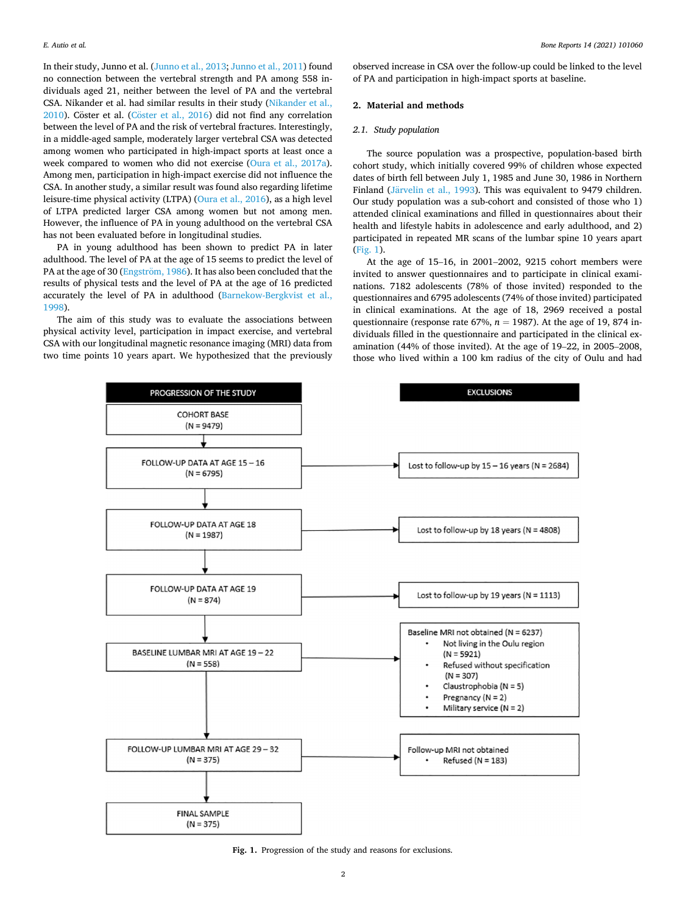In their study, Junno et al. (Junno et al., 2013; Junno et al., 2011) found no connection between the vertebral strength and PA among 558 individuals aged 21, neither between the level of PA and the vertebral CSA. Nikander et al. had similar results in their study (Nikander et al., 2010). Cöster et al. (Cöster et al., 2016) did not find any correlation between the level of PA and the risk of vertebral fractures. Interestingly, in a middle-aged sample, moderately larger vertebral CSA was detected among women who participated in high-impact sports at least once a week compared to women who did not exercise (Oura et al., 2017a). Among men, participation in high-impact exercise did not influence the CSA. In another study, a similar result was found also regarding lifetime leisure-time physical activity (LTPA) (Oura et al., 2016), as a high level of LTPA predicted larger CSA among women but not among men. However, the influence of PA in young adulthood on the vertebral CSA has not been evaluated before in longitudinal studies.

PA in young adulthood has been shown to predict PA in later adulthood. The level of PA at the age of 15 seems to predict the level of PA at the age of 30 (Engström, 1986). It has also been concluded that the results of physical tests and the level of PA at the age of 16 predicted accurately the level of PA in adulthood (Barnekow-Bergkvist et al., 1998).

The aim of this study was to evaluate the associations between physical activity level, participation in impact exercise, and vertebral CSA with our longitudinal magnetic resonance imaging (MRI) data from two time points 10 years apart. We hypothesized that the previously observed increase in CSA over the follow-up could be linked to the level of PA and participation in high-impact sports at baseline.

## 2. Material and methods

### 2.1. Study population

The source population was a prospective, population-based birth cohort study, which initially covered 99% of children whose expected dates of birth fell between July 1, 1985 and June 30, 1986 in Northern Finland (Järvelin et al., 1993). This was equivalent to 9479 children. Our study population was a sub-cohort and consisted of those who 1) attended clinical examinations and filled in questionnaires about their health and lifestyle habits in adolescence and early adulthood, and 2) participated in repeated MR scans of the lumbar spine 10 years apart (Fig. 1).

At the age of 15–16, in 2001–2002, 9215 cohort members were invited to answer questionnaires and to participate in clinical examinations. 7182 adolescents (78% of those invited) responded to the questionnaires and 6795 adolescents (74% of those invited) participated in clinical examinations. At the age of 18, 2969 received a postal questionnaire (response rate 67%, $n = 1987$). At the age of 19, 874 individuals filled in the questionnaire and participated in the clinical examination (44% of those invited). At the age of 19–22, in 2005–2008, those who lived within a 100 km radius of the city of Oulu and had

| PROGRESSION OF THE STUDY | EXCLUSIONS |
|---|---|
| COHORT BASE (N = 9479) | |
| FOLLOW-UP DATA AT AGE 15 – 16 (N = 6795) | Lost to follow-up by 15 – 16 years (N = 2684) |
| FOLLOW-UP DATA AT AGE 18 (N = 1987) | Lost to follow-up by 18 years (N = 4808) |
| FOLLOW-UP DATA AT AGE 19 (N = 874) | Lost to follow-up by 19 years (N = 1113) |
| BASELINE LUMBAR MRI AT AGE 19 – 22 (N = 558) | Baseline MRI not obtained (N = 6237): • Not living in the Oulu region (N = 5921) • Refused without specification (N = 307) • Claustrophobia (N = 5) • Pregnancy (N = 2) • Military service (N = 2) |
| FOLLOW-UP LUMBAR MRI AT AGE 29 – 32 (N = 375) | Follow-up MRI not obtained: • Refused (N = 183) |
| FINAL SAMPLE (N = 375) | |

**Fig. 1.** Progression of the study and reasons for exclusions.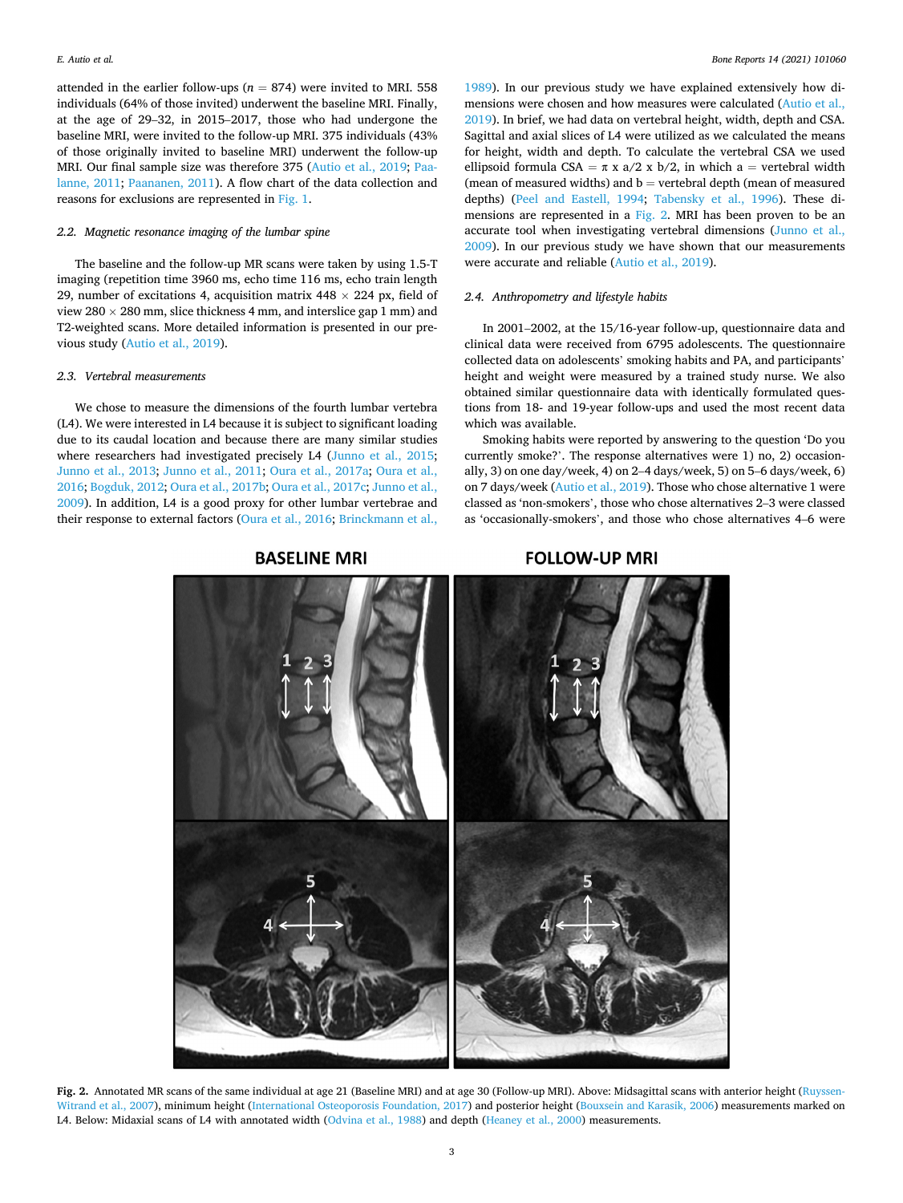attended in the earlier follow-ups ($n = 874$) were invited to MRI. 558 individuals (64% of those invited) underwent the baseline MRI. Finally, at the age of 29–32, in 2015–2017, those who had undergone the baseline MRI, were invited to the follow-up MRI. 375 individuals (43% of those originally invited to baseline MRI) underwent the follow-up MRI. Our final sample size was therefore 375 (Autio et al., 2019; Paalanne, 2011; Paananen, 2011). A flow chart of the data collection and reasons for exclusions are represented in Fig. 1.

### 2.2. Magnetic resonance imaging of the lumbar spine

The baseline and the follow-up MR scans were taken by using 1.5-T imaging (repetition time 3960 ms, echo time 116 ms, echo train length 29, number of excitations 4, acquisition matrix 448 × 224 px, field of view 280 × 280 mm, slice thickness 4 mm, and interslice gap 1 mm) and T2-weighted scans. More detailed information is presented in our previous study (Autio et al., 2019).

### 2.3. Vertebral measurements

We chose to measure the dimensions of the fourth lumbar vertebra (L4). We were interested in L4 because it is subject to significant loading due to its caudal location and because there are many similar studies where researchers had investigated precisely L4 (Junno et al., 2015; Junno et al., 2013; Junno et al., 2011; Oura et al., 2017a; Oura et al., 2016; Bogduk, 2012; Oura et al., 2017b; Oura et al., 2017c; Junno et al., 2009). In addition, L4 is a good proxy for other lumbar vertebrae and their response to external factors (Oura et al., 2016; Brinckmann et al., 1989). In our previous study we have explained extensively how dimensions were chosen and how measures were calculated (Autio et al., 2019). In brief, we had data on vertebral height, width, depth and CSA. Sagittal and axial slices of L4 were utilized as we calculated the means for height, width and depth. To calculate the vertebral CSA we used ellipsoid formula $CSA = \pi \times a/2 \times b/2$, in which $a$ = vertebral width (mean of measured widths) and $b$ = vertebral depth (mean of measured depths) (Peel and Eastell, 1994; Tabensky et al., 1996). These dimensions are represented in a Fig. 2. MRI has been proven to be an accurate tool when investigating vertebral dimensions (Junno et al., 2009). In our previous study we have shown that our measurements were accurate and reliable (Autio et al., 2019).

### 2.4. Anthropometry and lifestyle habits

In 2001–2002, at the 15/16-year follow-up, questionnaire data and clinical data were received from 6795 adolescents. The questionnaire collected data on adolescents' smoking habits and PA, and participants' height and weight were measured by a trained study nurse. We also obtained similar questionnaire data with identically formulated questions from 18- and 19-year follow-ups and used the most recent data which was available.

Smoking habits were reported by answering to the question 'Do you currently smoke?'. The response alternatives were 1) no, 2) occasionally, 3) on one day/week, 4) on 2–4 days/week, 5) on 5–6 days/week, 6) on 7 days/week (Autio et al., 2019). Those who chose alternative 1 were classed as 'non-smokers', those who chose alternatives 2–3 were classed as 'occasionally-smokers', and those who chose alternatives 4–6 were

**Fig. 2.** Annotated MR scans of the same individual at age 21 (Baseline MRI) and at age 30 (Follow-up MRI). Above: Midsagittal scans with anterior height (Ruyssen-Witrand et al., 2007), minimum height (International Osteoporosis Foundation, 2017) and posterior height (Bouxsein and Karasik, 2006) measurements marked on L4. Below: Midaxial scans of L4 with annotated width (Odvina et al., 1988) and depth (Heaney et al., 2000) measurements.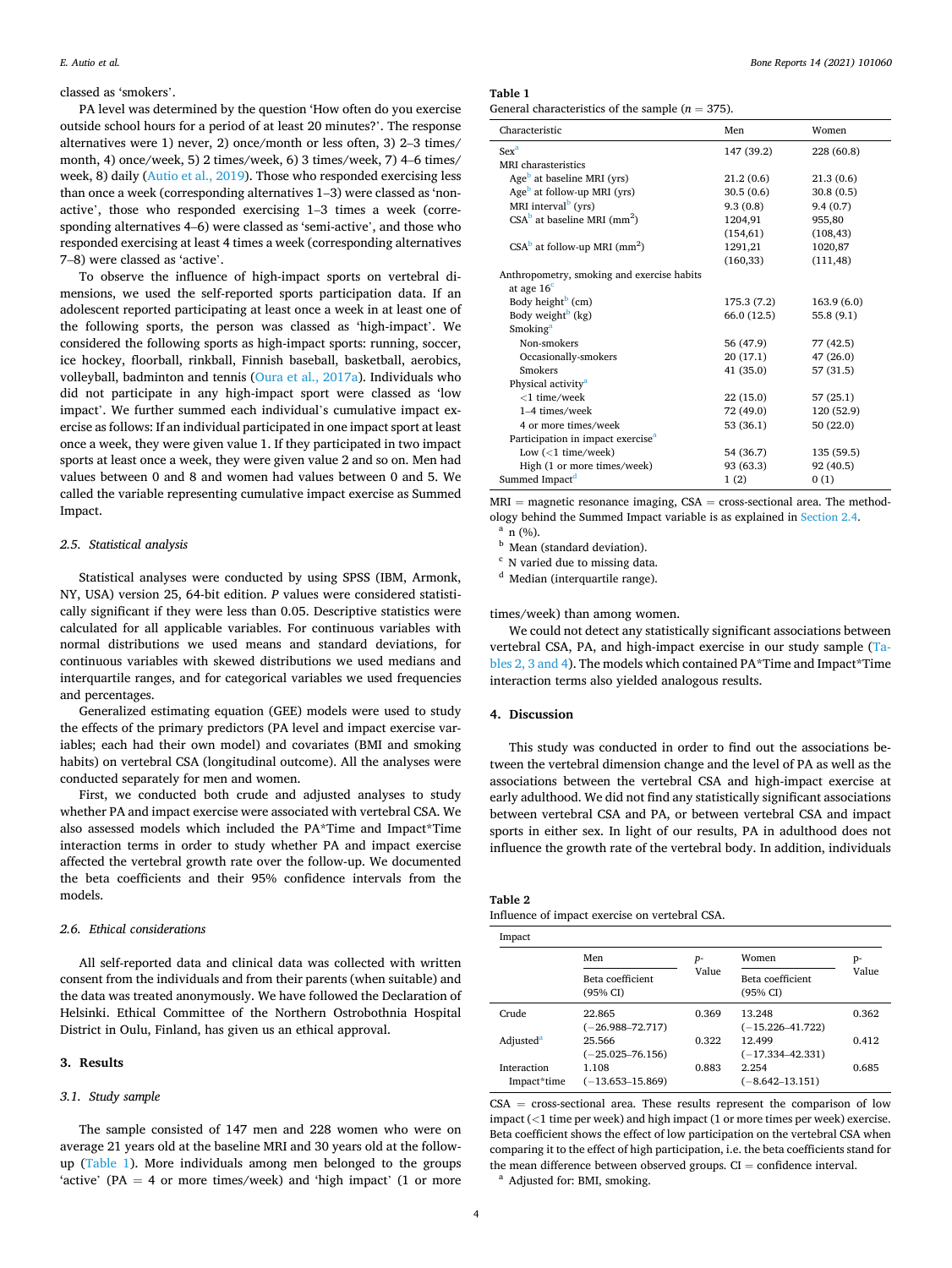classed as 'smokers'.

PA level was determined by the question 'How often do you exercise outside school hours for a period of at least 20 minutes?'. The response alternatives were 1) never, 2) once/month or less often, 3) 2–3 times/month, 4) once/week, 5) 2 times/week, 6) 3 times/week, 7) 4–6 times/week, 8) daily (Autio et al., 2019). Those who responded exercising less than once a week (corresponding alternatives 1–3) were classed as 'non-active', those who responded exercising 1–3 times a week (corresponding alternatives 4–6) were classed as 'semi-active', and those who responded exercising at least 4 times a week (corresponding alternatives 7–8) were classed as 'active'.

To observe the influence of high-impact sports on vertebral dimensions, we used the self-reported sports participation data. If an adolescent reported participating at least once a week in at least one of the following sports, the person was classed as 'high-impact'. We considered the following sports as high-impact sports: running, soccer, ice hockey, floorball, rinkball, Finnish baseball, basketball, aerobics, volleyball, badminton and tennis (Oura et al., 2017a). Individuals who did not participate in any high-impact sport were classed as 'low impact'. We further summed each individual's cumulative impact exercise as follows: If an individual participated in one impact sport at least once a week, they were given value 1. If they participated in two impact sports at least once a week, they were given value 2 and so on. Men had values between 0 and 8 and women had values between 0 and 5. We called the variable representing cumulative impact exercise as Summed Impact.

### 2.5. Statistical analysis

Statistical analyses were conducted by using SPSS (IBM, Armonk, NY, USA) version 25, 64-bit edition. *P* values were considered statistically significant if they were less than 0.05. Descriptive statistics were calculated for all applicable variables. For continuous variables with normal distributions we used means and standard deviations, for continuous variables with skewed distributions we used medians and interquartile ranges, and for categorical variables we used frequencies and percentages.

Generalized estimating equation (GEE) models were used to study the effects of the primary predictors (PA level and impact exercise variables; each had their own model) and covariates (BMI and smoking habits) on vertebral CSA (longitudinal outcome). All the analyses were conducted separately for men and women.

First, we conducted both crude and adjusted analyses to study whether PA and impact exercise were associated with vertebral CSA. We also assessed models which included the PA*Time and Impact*Time interaction terms in order to study whether PA and impact exercise affected the vertebral growth rate over the follow-up. We documented the beta coefficients and their 95% confidence intervals from the models.

### 2.6. Ethical considerations

All self-reported data and clinical data was collected with written consent from the individuals and from their parents (when suitable) and the data was treated anonymously. We have followed the Declaration of Helsinki. Ethical Committee of the Northern Ostrobothnia Hospital District in Oulu, Finland, has given us an ethical approval.

## 3. Results

### 3.1. Study sample

The sample consisted of 147 men and 228 women who were on average 21 years old at the baseline MRI and 30 years old at the follow-up (Table 1). More individuals among men belonged to the groups 'active' (PA = 4 or more times/week) and 'high impact' (1 or more times/week) than among women.

We could not detect any statistically significant associations between vertebral CSA, PA, and high-impact exercise in our study sample (Tables 2, 3 and 4). The models which contained PA*Time and Impact*Time interaction terms also yielded analogous results.

**Table 1**
General characteristics of the sample (n = 375).

| Characteristic | Men | Women |
|---|---|---|
| Sex[a] | 147 (39.2) | 228 (60.8) |
| MRI charasteristics | | |
| Age[b] at baseline MRI (yrs) | 21.2 (0.6) | 21.3 (0.6) |
| Age[b] at follow-up MRI (yrs) | 30.5 (0.6) | 30.8 (0.5) |
| MRI interval[b] (yrs) | 9.3 (0.8) | 9.4 (0.7) |
| CSA[b] at baseline MRI (mm$^2$) | 1204,91 (154,61) | 955,80 (108,43) |
| CSA[b] at follow-up MRI (mm$^2$) | 1291,21 (160,33) | 1020,87 (111,48) |
| Anthropometry, smoking and exercise habits at age 16[c] | | |
| Body height[b] (cm) | 175.3 (7.2) | 163.9 (6.0) |
| Body weight[b] (kg) | 66.0 (12.5) | 55.8 (9.1) |
| Smoking[a] | | |
| Non-smokers | 56 (47.9) | 77 (42.5) |
| Occasionally-smokers | 20 (17.1) | 47 (26.0) |
| Smokers | 41 (35.0) | 57 (31.5) |
| Physical activity[a] | | |
| <1 time/week | 22 (15.0) | 57 (25.1) |
| 1–4 times/week | 72 (49.0) | 120 (52.9) |
| 4 or more times/week | 53 (36.1) | 50 (22.0) |
| Participation in impact exercise[a] | | |
| Low (<1 time/week) | 54 (36.7) | 135 (59.5) |
| High (1 or more times/week) | 93 (63.3) | 92 (40.5) |
| Summed Impact[d] | 1 (2) | 0 (1) |

MRI = magnetic resonance imaging, CSA = cross-sectional area. The methodology behind the Summed Impact variable is as explained in Section 2.4.
[a] n (%).
[b] Mean (standard deviation).
[c] N varied due to missing data.
[d] Median (interquartile range).

## 4. Discussion

This study was conducted in order to find out the associations between the vertebral dimension change and the level of PA as well as the associations between the vertebral CSA and high-impact exercise at early adulthood. We did not find any statistically significant associations between vertebral CSA and PA, or between vertebral CSA and impact sports in either sex. In light of our results, PA in adulthood does not influence the growth rate of the vertebral body. In addition, individuals

**Table 2**
Influence of impact exercise on vertebral CSA.

| Impact | Men | | Women | |
|---|---|---|---|---|
| | Beta coefficient (95% CI) | p-Value | Beta coefficient (95% CI) | p-Value |
| Crude | 22.865 (−26.988–72.717) | 0.369 | 13.248 (−15.226–41.722) | 0.362 |
| Adjusted[a] | 25.566 (−25.025–76.156) | 0.322 | 12.499 (−17.334–42.331) | 0.412 |
| Interaction Impact*time | 1.108 (−13.653–15.869) | 0.883 | 2.254 (−8.642–13.151) | 0.685 |

CSA = cross-sectional area. These results represent the comparison of low impact (<1 time per week) and high impact (1 or more times per week) exercise. Beta coefficient shows the effect of low participation on the vertebral CSA when comparing it to the effect of high participation, i.e. the beta coefficients stand for the mean difference between observed groups. CI = confidence interval.
[a] Adjusted for: BMI, smoking.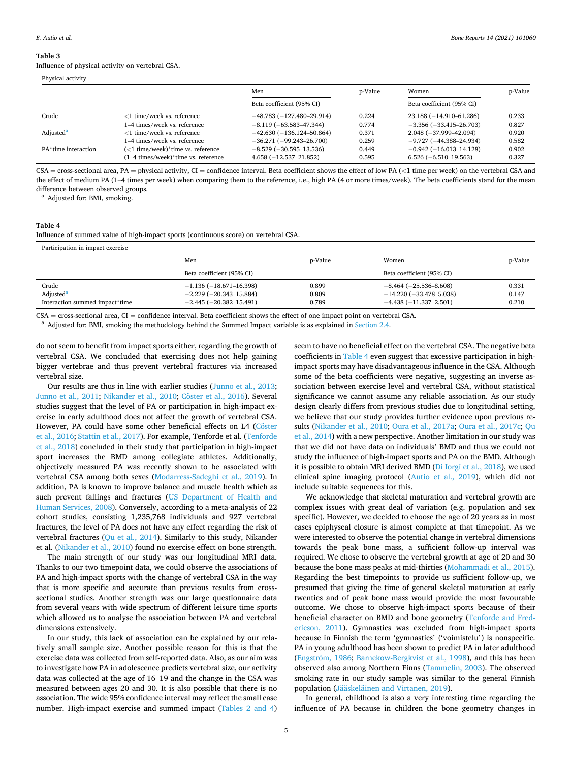**Table 3**
Influence of physical activity on vertebral CSA.

| Physical activity | | | | | |
|---|---|---|---|---|---|
| | | Men | p-Value | Women | p-Value |
| | | Beta coefficient (95% CI) | | Beta coefficient (95% CI) | |
| Crude | <1 time/week vs. reference | −48.783 (−127.480–29.914) | 0.224 | 23.188 (−14.910–61.286) | 0.233 |
| | 1–4 times/week vs. reference | −8.119 (−63.583–47.344) | 0.774 | −3.356 (−33.415–26.703) | 0.827 |
| Adjusted[a] | <1 time/week vs. reference | −42.630 (−136.124–50.864) | 0.371 | 2.048 (−37.999–42.094) | 0.920 |
| | 1–4 times/week vs. reference | −36.271 (−99.243–26.700) | 0.259 | −9.727 (−44.388–24.934) | 0.582 |
| PA*time interaction | (<1 time/week)*time vs. reference | −8.529 (−30.595–13.536) | 0.449 | −0.942 (−16.013–14.128) | 0.902 |
| | (1–4 times/week)*time vs. reference | 4.658 (−12.537–21.852) | 0.595 | 6.526 (−6.510–19.563) | 0.327 |

CSA = cross-sectional area, PA = physical activity, CI = confidence interval. Beta coefficient shows the effect of low PA (<1 time per week) on the vertebral CSA and the effect of medium PA (1–4 times per week) when comparing them to the reference, i.e., high PA (4 or more times/week). The beta coefficients stand for the mean difference between observed groups.
[a] Adjusted for: BMI, smoking.

**Table 4**
Influence of summed value of high-impact sports (continuous score) on vertebral CSA.

| Participation in impact exercise | | | | |
|---|---|---|---|---|
| | Men | p-Value | Women | p-Value |
| | Beta coefficient (95% CI) | | Beta coefficient (95% CI) | |
| Crude | −1.136 (−18.671–16.398) | 0.899 | −8.464 (−25.536–8.608) | 0.331 |
| Adjusted[a] | −2.229 (−20.343–15.884) | 0.809 | −14.220 (−33.478–5.038) | 0.147 |
| Interaction summed_impact*time | −2.445 (−20.382–15.491) | 0.789 | −4.438 (−11.337–2.501) | 0.210 |

CSA = cross-sectional area, CI = confidence interval. Beta coefficient shows the effect of one impact point on vertebral CSA.
[a] Adjusted for: BMI, smoking the methodology behind the Summed Impact variable is as explained in Section 2.4.

do not seem to benefit from impact sports either, regarding the growth of vertebral CSA. We concluded that exercising does not help gaining bigger vertebrae and thus prevent vertebral fractures via increased vertebral size.

Our results are thus in line with earlier studies (Junno et al., 2013; Junno et al., 2011; Nikander et al., 2010; Cöster et al., 2016). Several studies suggest that the level of PA or participation in high-impact exercise in early adulthood does not affect the growth of vertebral CSA. However, PA could have some other beneficial effects on L4 (Cöster et al., 2016; Stattin et al., 2017). For example, Tenforde et al. (Tenforde et al., 2018) concluded in their study that participation in high-impact sport increases the BMD among collegiate athletes. Additionally, objectively measured PA was recently shown to be associated with vertebral CSA among both sexes (Modarress-Sadeghi et al., 2019). In addition, PA is known to improve balance and muscle health which as such prevent fallings and fractures (US Department of Health and Human Services, 2008). Conversely, according to a meta-analysis of 22 cohort studies, consisting 1,235,768 individuals and 927 vertebral fractures, the level of PA does not have any effect regarding the risk of vertebral fractures (Qu et al., 2014). Similarly to this study, Nikander et al. (Nikander et al., 2010) found no exercise effect on bone strength.

The main strength of our study was our longitudinal MRI data. Thanks to our two timepoint data, we could observe the associations of PA and high-impact sports with the change of vertebral CSA in the way that is more specific and accurate than previous results from cross-sectional studies. Another strength was our large questionnaire data from several years with wide spectrum of different leisure time sports which allowed us to analyse the association between PA and vertebral dimensions extensively.

In our study, this lack of association can be explained by our relatively small sample size. Another possible reason for this is that the exercise data was collected from self-reported data. Also, as our aim was to investigate how PA in adolescence predicts vertebral size, our activity data was collected at the age of 16–19 and the change in the CSA was measured between ages 20 and 30. It is also possible that there is no association. The wide 95% confidence interval may reflect the small case number. High-impact exercise and summed impact (Tables 2 and 4) seem to have no beneficial effect on the vertebral CSA. The negative beta coefficients in Table 4 even suggest that excessive participation in high-impact sports may have disadvantageous influence in the CSA. Although some of the beta coefficients were negative, suggesting an inverse association between exercise level and vertebral CSA, without statistical significance we cannot assume any reliable association. As our study design clearly differs from previous studies due to longitudinal setting, we believe that our study provides further evidence upon previous results (Nikander et al., 2010; Oura et al., 2017a; Oura et al., 2017c; Qu et al., 2014) with a new perspective. Another limitation in our study was that we did not have data on individuals' BMD and thus we could not study the influence of high-impact sports and PA on the BMD. Although it is possible to obtain MRI derived BMD (Di Iorgi et al., 2018), we used clinical spine imaging protocol (Autio et al., 2019), which did not include suitable sequences for this.

We acknowledge that skeletal maturation and vertebral growth are complex issues with great deal of variation (e.g. population and sex specific). However, we decided to choose the age of 20 years as in most cases epiphyseal closure is almost complete at that timepoint. As we were interested to observe the potential change in vertebral dimensions towards the peak bone mass, a sufficient follow-up interval was required. We chose to observe the vertebral growth at age of 20 and 30 because the bone mass peaks at mid-thirties (Mohammadi et al., 2015). Regarding the best timepoints to provide us sufficient follow-up, we presumed that giving the time of general skeletal maturation at early twenties and of peak bone mass would provide the most favourable outcome. We chose to observe high-impact sports because of their beneficial character on BMD and bone geometry (Tenforde and Fredericson, 2011). Gymnastics was excluded from high-impact sports because in Finnish the term 'gymnastics' ('voimistelu') is nonspecific. PA in young adulthood has been shown to predict PA in later adulthood (Engström, 1986; Barnekow-Bergkvist et al., 1998), and this has been observed also among Northern Finns (Tammelin, 2003). The observed smoking rate in our study sample was similar to the general Finnish population (Jääskeläinen and Virtanen, 2019).

In general, childhood is also a very interesting time regarding the influence of PA because in children the bone geometry changes in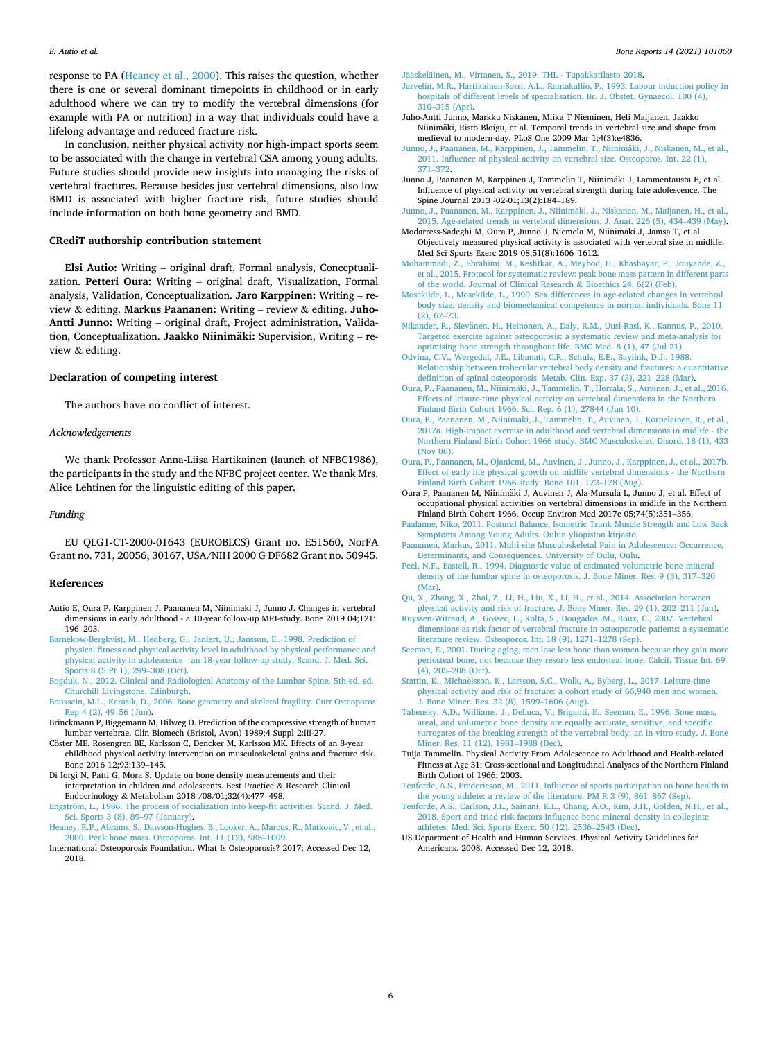response to PA (Heaney et al., 2000). This raises the question, whether there is one or several dominant timepoints in childhood or in early adulthood where we can try to modify the vertebral dimensions (for example with PA or nutrition) in a way that individuals could have a lifelong advantage and reduced fracture risk.

In conclusion, neither physical activity nor high-impact sports seem to be associated with the change in vertebral CSA among young adults. Future studies should provide new insights into managing the risks of vertebral fractures. Because besides just vertebral dimensions, also low BMD is associated with higher fracture risk, future studies should include information on both bone geometry and BMD.

## CRediT authorship contribution statement

**Elsi Autio:** Writing – original draft, Formal analysis, Conceptualization. **Petteri Oura:** Writing – original draft, Visualization, Formal analysis, Validation, Conceptualization. **Jaro Karppinen:** Writing – review & editing. **Markus Paananen:** Writing – review & editing. **Juho-Antti Junno:** Writing – original draft, Project administration, Validation, Conceptualization. **Jaakko Niinimäki:** Supervision, Writing – review & editing.

## Declaration of competing interest

The authors have no conflict of interest.

### *Acknowledgements*

We thank Professor Anna-Liisa Hartikainen (launch of NFBC1986), the participants in the study and the NFBC project center. We thank Mrs. Alice Lehtinen for the linguistic editing of this paper.

### *Funding*

EU QLG1-CT-2000-01643 (EUROBLCS) Grant no. E51560, NorFA Grant no. 731, 20056, 30167, USA/NIH 2000 G DF682 Grant no. 50945.

## References

Autio E, Oura P, Karppinen J, Paananen M, Niinimäki J, Junno J. Changes in vertebral dimensions in early adulthood - a 10-year follow-up MRI-study. Bone 2019 04;121: 196–203.

Barnekow-Bergkvist, M., Hedberg, G., Janlert, U., Jansson, E., 1998. Prediction of physical fitness and physical activity level in adulthood by physical performance and physical activity in adolescence—an 18-year follow-up study. Scand. J. Med. Sci. Sports 8 (5 Pt 1), 299–308 (Oct).

Bogduk, N., 2012. Clinical and Radiological Anatomy of the Lumbar Spine. 5th ed. ed. Churchill Livingstone, Edinburgh.

Bouxsein, M.L., Karasik, D., 2006. Bone geometry and skeletal fragility. Curr Osteoporos Rep 4 (2), 49–56 (Jun).

Brinckmann P, Biggemann M, Hilweg D. Prediction of the compressive strength of human lumbar vertebrae. Clin Biomech (Bristol, Avon) 1989;4 Suppl 2:iii-27.

Cöster ME, Rosengren BE, Karlsson C, Dencker M, Karlsson MK. Effects of an 8-year childhood physical activity intervention on musculoskeletal gains and fracture risk. Bone 2016 12;93:139–145.

Di Iorgi N, Patti G, Mora S. Update on bone density measurements and their interpretation in children and adolescents. Best Practice & Research Clinical Endocrinology & Metabolism 2018 /08/01;32(4):477–498.

Engström, L., 1986. The process of socialization into keep-fit activities. Scand. J. Med. Sci. Sports 3 (8), 89–97 (January).

Heaney, R.P., Abrams, S., Dawson-Hughes, B., Looker, A., Marcus, R., Matkovic, V., et al., 2000. Peak bone mass. Osteoporos. Int. 11 (12), 985–1009.

International Osteoporosis Foundation. What Is Osteoporosis? 2017; Accessed Dec 12, 2018.

Jääskeläinen, M., Virtanen, S., 2019. THL - Tupakkatilasto 2018.

Järvelin, M.R., Hartikainen-Sorri, A.L., Rantakallio, P., 1993. Labour induction policy in hospitals of different levels of specialisation. Br. J. Obstet. Gynaecol. 100 (4), 310–315 (Apr).

Juho-Antti Junno, Markku Niskanen, Miika T Nieminen, Heli Maijanen, Jaakko Niinimäki, Risto Bloigu, et al. Temporal trends in vertebral size and shape from medieval to modern-day. PLoS One 2009 Mar 1;4(3):e4836.

Junno, J., Paananen, M., Karppinen, J., Tammelin, T., Niinimäki, J., Niskanen, M., et al., 2011. Influence of physical activity on vertebral size. Osteoporos. Int. 22 (1), 371–372.

Junno J, Paananen M, Karppinen J, Tammelin T, Niinimäki J, Lammentausta E, et al. Influence of physical activity on vertebral strength during late adolescence. The Spine Journal 2013 -02-01;13(2):184–189.

Junno, J., Paananen, M., Karppinen, J., Niinimäki, J., Niskanen, M., Maijanen, H., et al., 2015. Age-related trends in vertebral dimensions. J. Anat. 226 (5), 434–439 (May).

Modarress-Sadeghi M, Oura P, Junno J, Niemelä M, Niinimäki J, Jämsä T, et al. Objectively measured physical activity is associated with vertebral size in midlife. Med Sci Sports Exerc 2019 08;51(8):1606–1612.

Mohammadi, Z., Ebrahimi, M., Keshtkar, A., Meybod, H., Khashayar, P., Jouyande, Z., et al., 2015. Protocol for systematic review: peak bone mass pattern in different parts of the world. Journal of Clinical Research & Bioethics 24, 6(2) (Feb).

Mosekilde, L., Mosekilde, L., 1990. Sex differences in age-related changes in vertebral body size, density and biomechanical competence in normal individuals. Bone 11 (2), 67–73.

Nikander, R., Sievänen, H., Heinonen, A., Daly, R.M., Uusi-Rasi, K., Kannus, P., 2010. Targeted exercise against osteoporosis: a systematic review and meta-analysis for optimising bone strength throughout life. BMC Med. 8 (1), 47 (Jul 21).

Odvina, C.V., Wergedal, J.E., Libanati, C.R., Schulz, E.E., Baylink, D.J., 1988. Relationship between trabecular vertebral body density and fractures: a quantitative definition of spinal osteoporosis. Metab. Clin. Exp. 37 (3), 221–228 (Mar).

Oura, P., Paananen, M., Niinimäki, J., Tammelin, T., Herrala, S., Auvinen, J., et al., 2016. Effects of leisure-time physical activity on vertebral dimensions in the Northern Finland Birth Cohort 1966. Sci. Rep. 6 (1), 27844 (Jun 10).

Oura, P., Paananen, M., Niinimäki, J., Tammelin, T., Auvinen, J., Korpelainen, R., et al., 2017a. High-impact exercise in adulthood and vertebral dimensions in midlife - the Northern Finland Birth Cohort 1966 study. BMC Musculoskelet. Disord. 18 (1), 433 (Nov 06).

Oura, P., Paananen, M., Ojaniemi, M., Auvinen, J., Junno, J., Karppinen, J., et al., 2017b. Effect of early life physical growth on midlife vertebral dimensions - the Northern Finland Birth Cohort 1966 study. Bone 101, 172–178 (Aug).

Oura P, Paananen M, Niinimäki J, Auvinen J, Ala-Mursula L, Junno J, et al. Effect of occupational physical activities on vertebral dimensions in midlife in the Northern Finland Birth Cohort 1966. Occup Environ Med 2017c 05;74(5):351–356.

Paalanne, Niko, 2011. Postural Balance, Isometric Trunk Muscle Strength and Low Back Symptoms Among Young Adults. Oulun yliopiston kirjasto.

Paananen, Markus, 2011. Multi-site Musculoskeletal Pain in Adolescence: Occurrence, Determinants, and Consequences. University of Oulu, Oulu.

Peel, N.F., Eastell, R., 1994. Diagnostic value of estimated volumetric bone mineral density of the lumbar spine in osteoporosis. J. Bone Miner. Res. 9 (3), 317–320 (Mar).

Qu, X., Zhang, X., Zhai, Z., Li, H., Liu, X., Li, H., et al., 2014. Association between physical activity and risk of fracture. J. Bone Miner. Res. 29 (1), 202–211 (Jan).

Ruyssen-Witrand, A., Gossec, L., Kolta, S., Dougados, M., Roux, C., 2007. Vertebral dimensions as risk factor of vertebral fracture in osteoporotic patients: a systematic literature review. Osteoporos. Int. 18 (9), 1271–1278 (Sep).

Seeman, E., 2001. During aging, men lose less bone than women because they gain more periosteal bone, not because they resorb less endosteal bone. Calcif. Tissue Int. 69 (4), 205–208 (Oct).

Stattin, K., Michaëlsson, K., Larsson, S.C., Wolk, A., Byberg, L., 2017. Leisure-time physical activity and risk of fracture: a cohort study of 66,940 men and women. J. Bone Miner. Res. 32 (8), 1599–1606 (Aug).

Tabensky, A.D., Williams, J., DeLuca, V., Briganti, E., Seeman, E., 1996. Bone mass, areal, and volumetric bone density are equally accurate, sensitive, and specific surrogates of the breaking strength of the vertebral body: an in vitro study. J. Bone Miner. Res. 11 (12), 1981–1988 (Dec).

Tuija Tammelin. Physical Activity From Adolescence to Adulthood and Health-related Fitness at Age 31: Cross-sectional and Longitudinal Analyses of the Northern Finland Birth Cohort of 1966; 2003.

Tenforde, A.S., Fredericson, M., 2011. Influence of sports participation on bone health in the young athlete: a review of the literature. PM R 3 (9), 861–867 (Sep).

Tenforde, A.S., Carlson, J.L., Sainani, K.L., Chang, A.O., Kim, J.H., Golden, N.H., et al., 2018. Sport and triad risk factors influence bone mineral density in collegiate athletes. Med. Sci. Sports Exerc. 50 (12), 2536–2543 (Dec).

US Department of Health and Human Services. Physical Activity Guidelines for Americans. 2008. Accessed Dec 12, 2018.